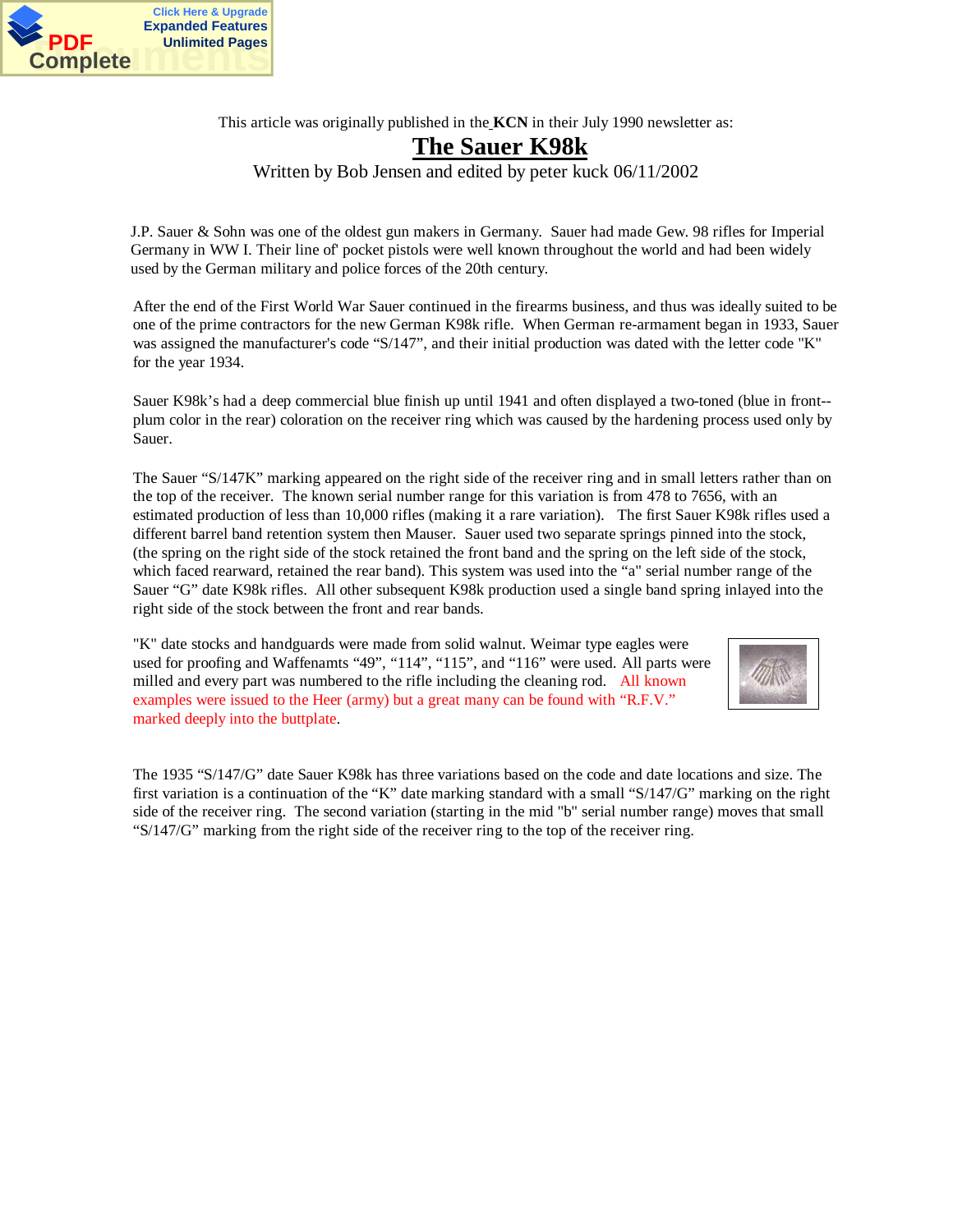This article was originally published in the **KCN** in their July 1990 newsletter as:

# The Sauer K98k

Written by Bob Jensen and edited by peter kuck 06/11/2002

J.P. Sauer & Sohn was one of the oldest gun makers in Germany. Sauer had made Gew. 98 rifles for Imperial Germany in WW I. Their line of' pocket pistols were well known throughout the world and had been widely used by the German military and police forces of the 20th century.

After the end of the First World War Sauer continued in the firearms business, and thus was ideally suited to be one of the prime contractors for the new German K98k rifle. When German re-armament began in 1933, Sauer was assigned the manufacturer's code "S/147", and their initial production was dated with the letter code "K" for the year 1934.

Sauer K98k's had a deep commercial blue finish up until 1941 and often displayed a two-toned (blue in front--plum color in the rear) coloration on the receiver ring which was caused by the hardening process used only by Sauer.

The Sauer "S/147K" marking appeared on the right side of the receiver ring and in small letters rather than on the top of the receiver. The known serial number range for this variation is from 478 to 7656, with an estimated production of less than 10,000 rifles (making it a rare variation). The first Sauer K98k rifles used a different barrel band retention system then Mauser. Sauer used two separate springs pinned into the stock, (the spring on the right side of the stock retained the front band and the spring on the left side of the stock, which faced rearward, retained the rear band). This system was used into the "a" serial number range of the Sauer "G" date K98k rifles. All other subsequent K98k production used a single band spring inlayed into the right side of the stock between the front and rear bands.

"K" date stocks and handguards were made from solid walnut. Weimar type eagles were used for proofing and Waffenamts "49", "114", "115", and "116" were used. All parts were milled and every part was numbered to the rifle including the cleaning rod. All known examples were issued to the Heer (army) but a great many can be found with "R.F.V." marked deeply into the buttplate.

The 1935 "S/147/G" date Sauer K98k has three variations based on the code and date locations and size. The first variation is a continuation of the "K" date marking standard with a small "S/147/G" marking on the right side of the receiver ring. The second variation (starting in the mid "b" serial number range) moves that small "S/147/G" marking from the right side of the receiver ring to the top of the receiver ring.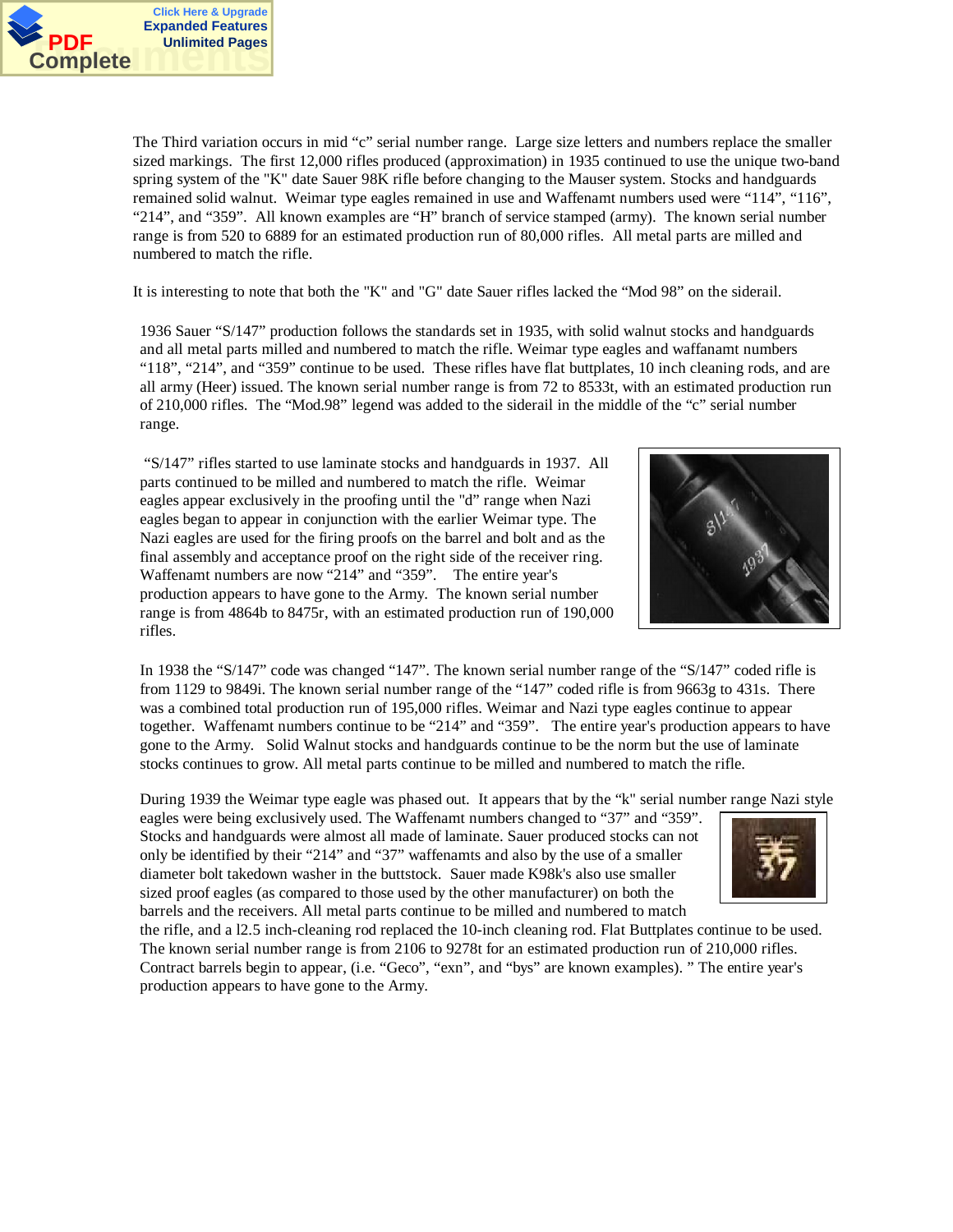The Third variation occurs in mid “c” serial number range. Large size letters and numbers replace the smaller sized markings. The first 12,000 rifles produced (approximation) in 1935 continued to use the unique two-band spring system of the "K" date Sauer 98K rifle before changing to the Mauser system. Stocks and handguards remained solid walnut. Weimar type eagles remained in use and Waffenamt numbers used were “114”, “116”, “214”, and “359”. All known examples are “H” branch of service stamped (army). The known serial number range is from 520 to 6889 for an estimated production run of 80,000 rifles. All metal parts are milled and numbered to match the rifle.

It is interesting to note that both the "K" and "G" date Sauer rifles lacked the “Mod 98” on the siderail.

1936 Sauer “S/147” production follows the standards set in 1935, with solid walnut stocks and handguards and all metal parts milled and numbered to match the rifle. Weimar type eagles and waffanamt numbers “118”, “214”, and “359” continue to be used. These rifles have flat buttplates, 10 inch cleaning rods, and are all army (Heer) issued. The known serial number range is from 72 to 8533t, with an estimated production run of 210,000 rifles. The “Mod.98” legend was added to the siderail in the middle of the “c” serial number range.

“S/147” rifles started to use laminate stocks and handguards in 1937. All parts continued to be milled and numbered to match the rifle. Weimar eagles appear exclusively in the proofing until the “d” range when Nazi eagles began to appear in conjunction with the earlier Weimar type. The Nazi eagles are used for the firing proofs on the barrel and bolt and as the final assembly and acceptance proof on the right side of the receiver ring. Waffenamt numbers are now “214” and “359”. The entire year's production appears to have gone to the Army. The known serial number range is from 4864b to 8475r, with an estimated production run of 190,000 rifles.

In 1938 the “S/147” code was changed “147”. The known serial number range of the “S/147” coded rifle is from 1129 to 9849i. The known serial number range of the “147” coded rifle is from 9663g to 431s. There was a combined total production run of 195,000 rifles. Weimar and Nazi type eagles continue to appear together. Waffenamt numbers continue to be “214” and “359”. The entire year's production appears to have gone to the Army. Solid Walnut stocks and handguards continue to be the norm but the use of laminate stocks continues to grow. All metal parts continue to be milled and numbered to match the rifle.

During 1939 the Weimar type eagle was phased out. It appears that by the “k" serial number range Nazi style eagles were being exclusively used. The Waffenamt numbers changed to “37” and “359”. Stocks and handguards were almost all made of laminate. Sauer produced stocks can not only be identified by their “214” and “37” waffenamts and also by the use of a smaller diameter bolt takedown washer in the buttstock. Sauer made K98k's also use smaller sized proof eagles (as compared to those used by the other manufacturer) on both the barrels and the receivers. All metal parts continue to be milled and numbered to match the rifle, and a l2.5 inch-cleaning rod replaced the 10-inch cleaning rod. Flat Buttplates continue to be used. The known serial number range is from 2106 to 9278t for an estimated production run of 210,000 rifles. Contract barrels begin to appear, (i.e. “Geco”, “exn”, and “bys” are known examples). ” The entire year's production appears to have gone to the Army.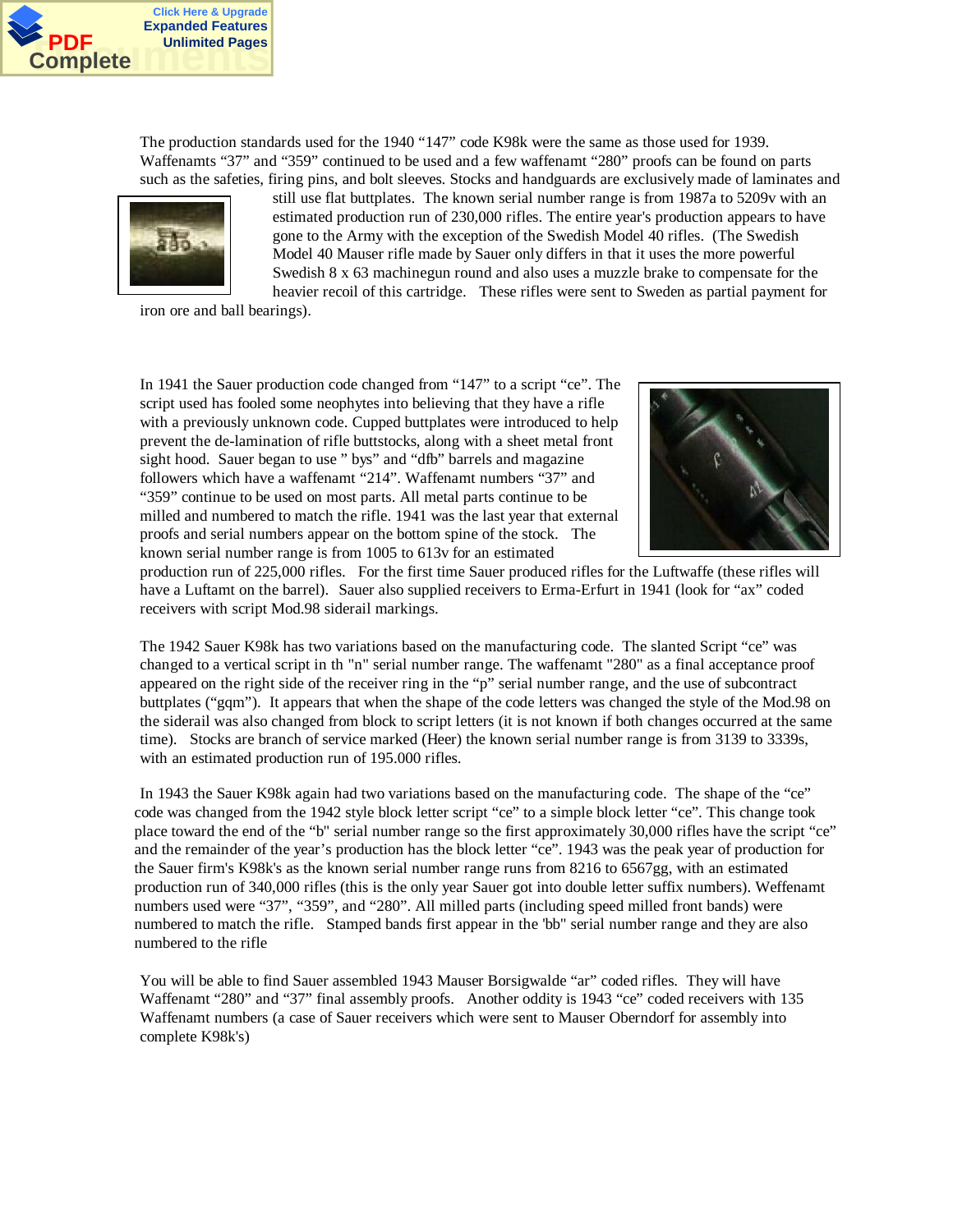The production standards used for the 1940 "147" code K98k were the same as those used for 1939. Waffenamts "37" and "359" continued to be used and a few waffenamt "280" proofs can be found on parts such as the safeties, firing pins, and bolt sleeves. Stocks and handguards are exclusively made of laminates and still use flat buttplates. The known serial number range is from 1987a to 5209v with an estimated production run of 230,000 rifles. The entire year's production appears to have gone to the Army with the exception of the Swedish Model 40 rifles. (The Swedish Model 40 Mauser rifle made by Sauer only differs in that it uses the more powerful Swedish 8 x 63 machinegun round and also uses a muzzle brake to compensate for the heavier recoil of this cartridge. These rifles were sent to Sweden as partial payment for iron ore and ball bearings).

In 1941 the Sauer production code changed from "147" to a script "ce". The script used has fooled some neophytes into believing that they have a rifle with a previously unknown code. Cupped buttplates were introduced to help prevent the de-lamination of rifle buttstocks, along with a sheet metal front sight hood. Sauer began to use " bys" and "dfb" barrels and magazine followers which have a waffenamt "214". Waffenamt numbers "37" and "359" continue to be used on most parts. All metal parts continue to be milled and numbered to match the rifle. 1941 was the last year that external proofs and serial numbers appear on the bottom spine of the stock. The known serial number range is from 1005 to 613v for an estimated production run of 225,000 rifles. For the first time Sauer produced rifles for the Luftwaffe (these rifles will have a Luftamt on the barrel). Sauer also supplied receivers to Erma-Erfurt in 1941 (look for "ax" coded receivers with script Mod.98 siderail markings.

The 1942 Sauer K98k has two variations based on the manufacturing code. The slanted Script "ce" was changed to a vertical script in th "n" serial number range. The waffenamt "280" as a final acceptance proof appeared on the right side of the receiver ring in the "p" serial number range, and the use of subcontract buttplates ("gqm"). It appears that when the shape of the code letters was changed the style of the Mod.98 on the siderail was also changed from block to script letters (it is not known if both changes occurred at the same time). Stocks are branch of service marked (Heer) the known serial number range is from 3139 to 3339s, with an estimated production run of 195.000 rifles.

In 1943 the Sauer K98k again had two variations based on the manufacturing code. The shape of the "ce" code was changed from the 1942 style block letter script "ce" to a simple block letter "ce". This change took place toward the end of the "b" serial number range so the first approximately 30,000 rifles have the script "ce" and the remainder of the year's production has the block letter "ce". 1943 was the peak year of production for the Sauer firm's K98k's as the known serial number range runs from 8216 to 6567gg, with an estimated production run of 340,000 rifles (this is the only year Sauer got into double letter suffix numbers). Weffenamt numbers used were "37", "359", and "280". All milled parts (including speed milled front bands) were numbered to match the rifle. Stamped bands first appear in the 'bb" serial number range and they are also numbered to the rifle

You will be able to find Sauer assembled 1943 Mauser Borsigwalde "ar" coded rifles. They will have Waffenamt "280" and "37" final assembly proofs. Another oddity is 1943 "ce" coded receivers with 135 Waffenamt numbers (a case of Sauer receivers which were sent to Mauser Oberndorf for assembly into complete K98k's)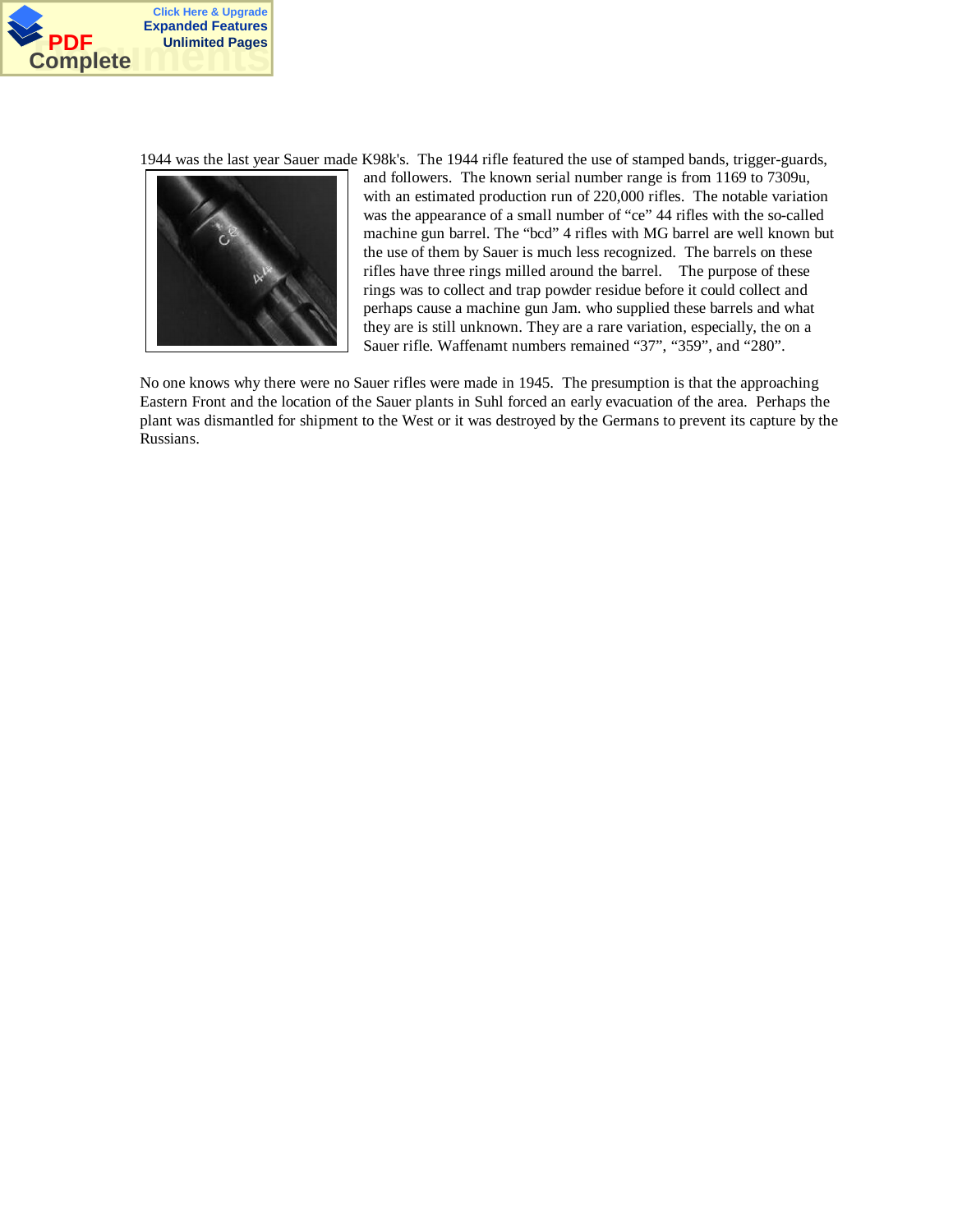1944 was the last year Sauer made K98k's. The 1944 rifle featured the use of stamped bands, trigger-guards, and followers. The known serial number range is from 1169 to 7309u, with an estimated production run of 220,000 rifles. The notable variation was the appearance of a small number of "ce" 44 rifles with the so-called machine gun barrel. The "bcd" 4 rifles with MG barrel are well known but the use of them by Sauer is much less recognized. The barrels on these rifles have three rings milled around the barrel. The purpose of these rings was to collect and trap powder residue before it could collect and perhaps cause a machine gun Jam. who supplied these barrels and what they are is still unknown. They are a rare variation, especially, the on a Sauer rifle. Waffenamt numbers remained "37", "359", and "280".

No one knows why there were no Sauer rifles were made in 1945. The presumption is that the approaching Eastern Front and the location of the Sauer plants in Suhl forced an early evacuation of the area. Perhaps the plant was dismantled for shipment to the West or it was destroyed by the Germans to prevent its capture by the Russians.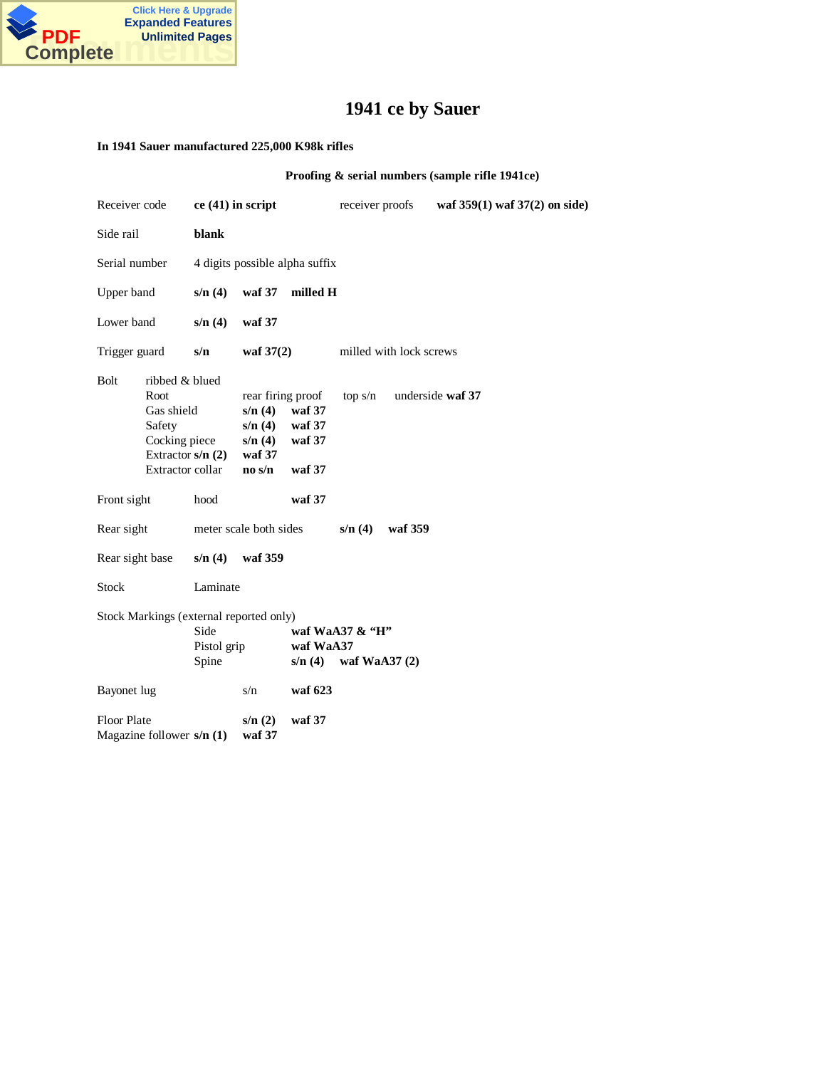# 1941 ce by Sauer

**In 1941 Sauer manufactured 225,000 K98k rifles**

**Proofing & serial numbers (sample rifle 1941ce)**

Receiver code **ce (41) in script** receiver proofs **waf 359(1) waf 37(2) on side)**

Side rail **blank**

Serial number 4 digits possible alpha suffix

Upper band **s/n (4) waf 37 milled H**

Lower band **s/n (4) waf 37**

Trigger guard **s/n waf 37(2)** milled with lock screws

Bolt ribbed & blued
- Root: rear firing proof, top s/n, underside **waf 37**
- Gas shield: **s/n (4) waf 37**
- Safety: **s/n (4) waf 37**
- Cocking piece: **s/n (4) waf 37**
- Extractor **s/n (2) waf 37**
- Extractor collar: **no s/n waf 37**

Front sight hood **waf 37**

Rear sight meter scale both sides **s/n (4) waf 359**

Rear sight base **s/n (4) waf 359**

Stock Laminate

Stock Markings (external reported only)
- Side: **waf WaA37 & "H"**
- Pistol grip: **waf WaA37**
- Spine: **s/n (4) waf WaA37 (2)**

Bayonet lug s/n **waf 623**

Floor Plate **s/n (2) waf 37**
Magazine follower **s/n (1) waf 37**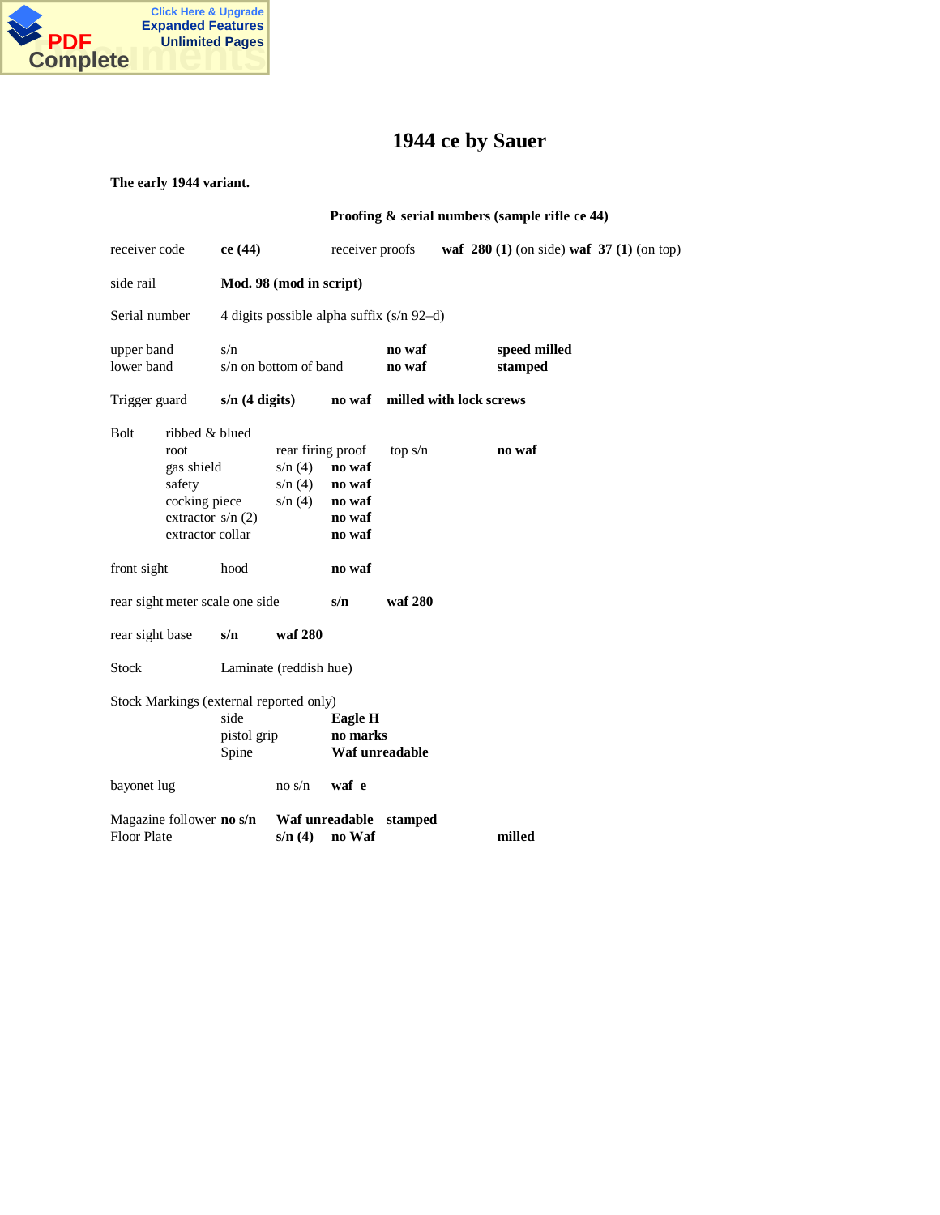# 1944 ce by Sauer

**The early 1944 variant.**

**Proofing & serial numbers (sample rifle ce 44)**

| | | | | | |
|---|---|---|---|---|---|
| receiver code | **ce (44)** | receiver proofs | **waf 280 (1)** (on side) **waf 37 (1)** (on top) | | |
| side rail | **Mod. 98 (mod in script)** | | | | |
| Serial number | 4 digits possible alpha suffix (s/n 92–d) | | | | |
| upper band | s/n | | **no waf** | **speed milled** | |
| lower band | s/n on bottom of band | | **no waf** | **stamped** | |
| Trigger guard | **s/n (4 digits)** | **no waf** | **milled with lock screws** | | |
| Bolt | ribbed & blued | | | | |
| | root | rear firing proof | top s/n | **no waf** | |
| | gas shield | s/n (4) | **no waf** | | |
| | safety | s/n (4) | **no waf** | | |
| | cocking piece | s/n (4) | **no waf** | | |
| | extractor s/n (2) | | **no waf** | | |
| | extractor collar | | **no waf** | | |
| front sight | hood | **no waf** | | | |
| rear sight | meter scale one side | **s/n** | **waf 280** | | |
| rear sight base | **s/n** | **waf 280** | | | |
| Stock | Laminate (reddish hue) | | | | |
| Stock Markings (external reported only) | | | | | |
| | side | **Eagle H** | | | |
| | pistol grip | **no marks** | | | |
| | Spine | **Waf unreadable** | | | |
| bayonet lug | no s/n | **waf e** | | | |
| Magazine follower | **no s/n** | **Waf unreadable** | **stamped** | | |
| Floor Plate | **s/n (4)** | **no Waf** | | **milled** | |